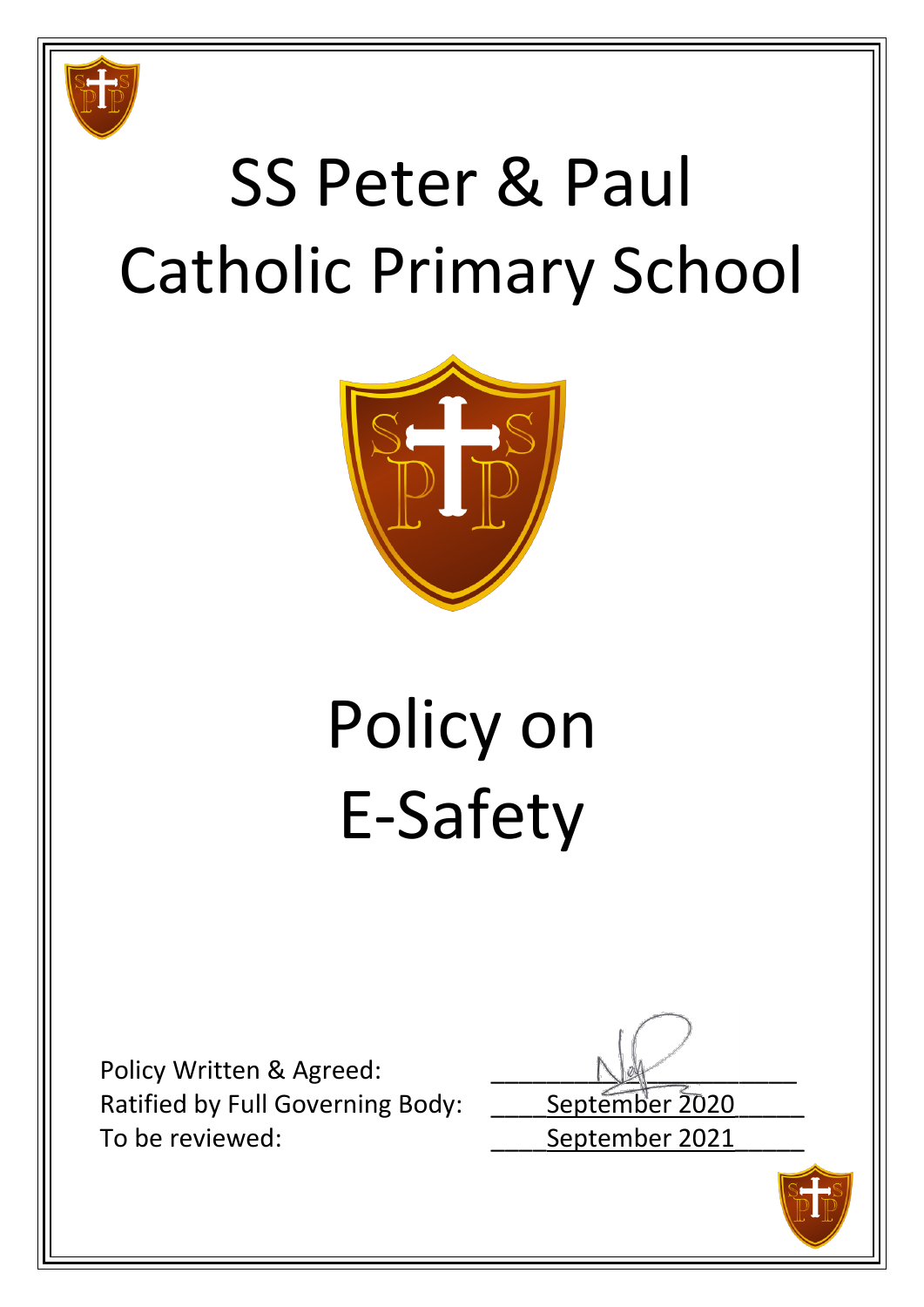# SS Peter & Paul Catholic Primary School

# Policy on E-Safety

Policy Written & Agreed: ____________________

Ratified by Full Governing Body: ____September 2020_____

To be reviewed: ____September 2021_____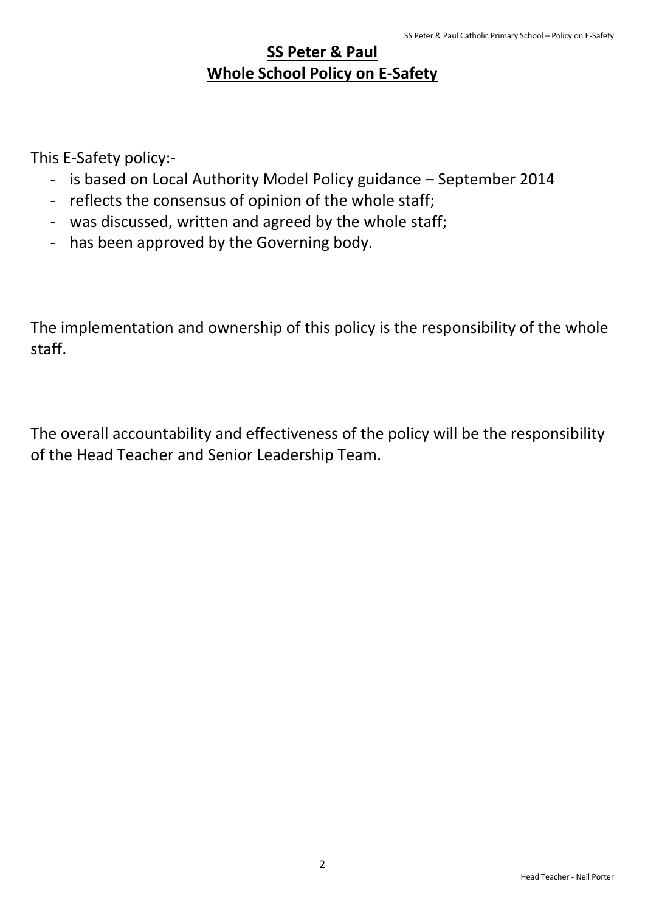# **SS Peter & Paul**
## **Whole School Policy on E-Safety**

This E-Safety policy:-

- is based on Local Authority Model Policy guidance – September 2014
- reflects the consensus of opinion of the whole staff;
- was discussed, written and agreed by the whole staff;
- has been approved by the Governing body.

The implementation and ownership of this policy is the responsibility of the whole staff.

The overall accountability and effectiveness of the policy will be the responsibility of the Head Teacher and Senior Leadership Team.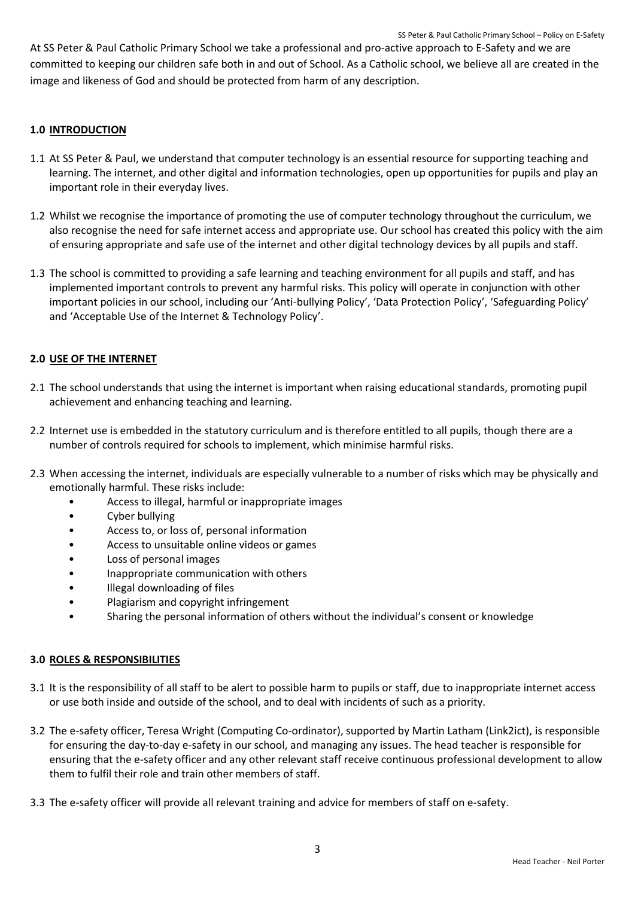At SS Peter & Paul Catholic Primary School we take a professional and pro-active approach to E-Safety and we are committed to keeping our children safe both in and out of School. As a Catholic school, we believe all are created in the image and likeness of God and should be protected from harm of any description.

## 1.0 INTRODUCTION

1.1 At SS Peter & Paul, we understand that computer technology is an essential resource for supporting teaching and learning. The internet, and other digital and information technologies, open up opportunities for pupils and play an important role in their everyday lives.

1.2 Whilst we recognise the importance of promoting the use of computer technology throughout the curriculum, we also recognise the need for safe internet access and appropriate use. Our school has created this policy with the aim of ensuring appropriate and safe use of the internet and other digital technology devices by all pupils and staff.

1.3 The school is committed to providing a safe learning and teaching environment for all pupils and staff, and has implemented important controls to prevent any harmful risks. This policy will operate in conjunction with other important policies in our school, including our 'Anti-bullying Policy', 'Data Protection Policy', 'Safeguarding Policy' and 'Acceptable Use of the Internet & Technology Policy'.

## 2.0 USE OF THE INTERNET

2.1 The school understands that using the internet is important when raising educational standards, promoting pupil achievement and enhancing teaching and learning.

2.2 Internet use is embedded in the statutory curriculum and is therefore entitled to all pupils, though there are a number of controls required for schools to implement, which minimise harmful risks.

2.3 When accessing the internet, individuals are especially vulnerable to a number of risks which may be physically and emotionally harmful. These risks include:

- Access to illegal, harmful or inappropriate images
- Cyber bullying
- Access to, or loss of, personal information
- Access to unsuitable online videos or games
- Loss of personal images
- Inappropriate communication with others
- Illegal downloading of files
- Plagiarism and copyright infringement
- Sharing the personal information of others without the individual's consent or knowledge

## 3.0 ROLES & RESPONSIBILITIES

3.1 It is the responsibility of all staff to be alert to possible harm to pupils or staff, due to inappropriate internet access or use both inside and outside of the school, and to deal with incidents of such as a priority.

3.2 The e-safety officer, Teresa Wright (Computing Co-ordinator), supported by Martin Latham (Link2ict), is responsible for ensuring the day-to-day e-safety in our school, and managing any issues. The head teacher is responsible for ensuring that the e-safety officer and any other relevant staff receive continuous professional development to allow them to fulfil their role and train other members of staff.

3.3 The e-safety officer will provide all relevant training and advice for members of staff on e-safety.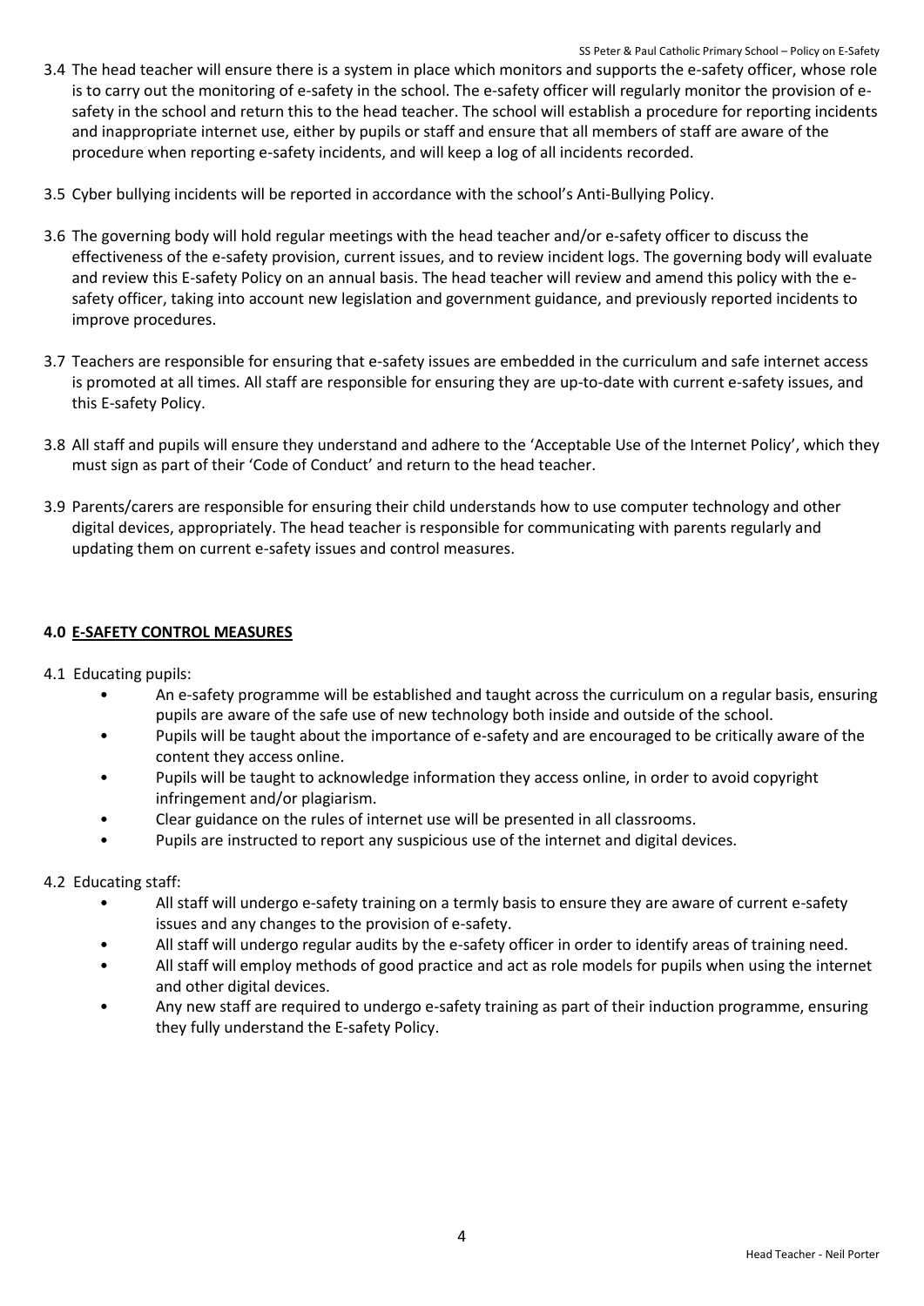3.4 The head teacher will ensure there is a system in place which monitors and supports the e-safety officer, whose role is to carry out the monitoring of e-safety in the school. The e-safety officer will regularly monitor the provision of e-safety in the school and return this to the head teacher. The school will establish a procedure for reporting incidents and inappropriate internet use, either by pupils or staff and ensure that all members of staff are aware of the procedure when reporting e-safety incidents, and will keep a log of all incidents recorded.

3.5 Cyber bullying incidents will be reported in accordance with the school's Anti-Bullying Policy.

3.6 The governing body will hold regular meetings with the head teacher and/or e-safety officer to discuss the effectiveness of the e-safety provision, current issues, and to review incident logs. The governing body will evaluate and review this E-safety Policy on an annual basis. The head teacher will review and amend this policy with the e-safety officer, taking into account new legislation and government guidance, and previously reported incidents to improve procedures.

3.7 Teachers are responsible for ensuring that e-safety issues are embedded in the curriculum and safe internet access is promoted at all times. All staff are responsible for ensuring they are up-to-date with current e-safety issues, and this E-safety Policy.

3.8 All staff and pupils will ensure they understand and adhere to the 'Acceptable Use of the Internet Policy', which they must sign as part of their 'Code of Conduct' and return to the head teacher.

3.9 Parents/carers are responsible for ensuring their child understands how to use computer technology and other digital devices, appropriately. The head teacher is responsible for communicating with parents regularly and updating them on current e-safety issues and control measures.

## 4.0 E-SAFETY CONTROL MEASURES

4.1 Educating pupils:

- An e-safety programme will be established and taught across the curriculum on a regular basis, ensuring pupils are aware of the safe use of new technology both inside and outside of the school.
- Pupils will be taught about the importance of e-safety and are encouraged to be critically aware of the content they access online.
- Pupils will be taught to acknowledge information they access online, in order to avoid copyright infringement and/or plagiarism.
- Clear guidance on the rules of internet use will be presented in all classrooms.
- Pupils are instructed to report any suspicious use of the internet and digital devices.

4.2 Educating staff:

- All staff will undergo e-safety training on a termly basis to ensure they are aware of current e-safety issues and any changes to the provision of e-safety.
- All staff will undergo regular audits by the e-safety officer in order to identify areas of training need.
- All staff will employ methods of good practice and act as role models for pupils when using the internet and other digital devices.
- Any new staff are required to undergo e-safety training as part of their induction programme, ensuring they fully understand the E-safety Policy.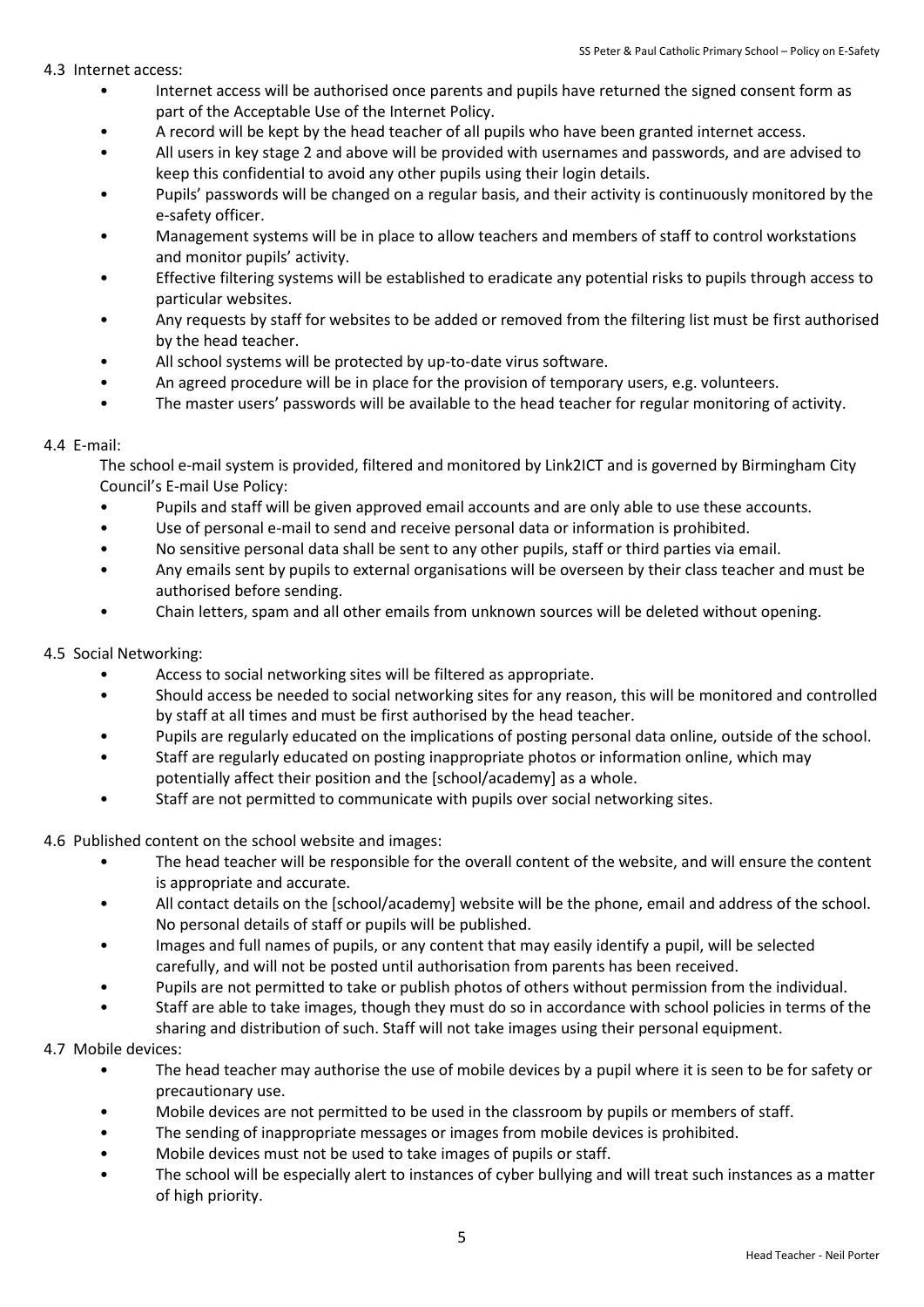4.3 Internet access:

- Internet access will be authorised once parents and pupils have returned the signed consent form as part of the Acceptable Use of the Internet Policy.
- A record will be kept by the head teacher of all pupils who have been granted internet access.
- All users in key stage 2 and above will be provided with usernames and passwords, and are advised to keep this confidential to avoid any other pupils using their login details.
- Pupils' passwords will be changed on a regular basis, and their activity is continuously monitored by the e-safety officer.
- Management systems will be in place to allow teachers and members of staff to control workstations and monitor pupils' activity.
- Effective filtering systems will be established to eradicate any potential risks to pupils through access to particular websites.
- Any requests by staff for websites to be added or removed from the filtering list must be first authorised by the head teacher.
- All school systems will be protected by up-to-date virus software.
- An agreed procedure will be in place for the provision of temporary users, e.g. volunteers.
- The master users' passwords will be available to the head teacher for regular monitoring of activity.

4.4 E-mail:

The school e-mail system is provided, filtered and monitored by Link2ICT and is governed by Birmingham City Council's E-mail Use Policy:

- Pupils and staff will be given approved email accounts and are only able to use these accounts.
- Use of personal e-mail to send and receive personal data or information is prohibited.
- No sensitive personal data shall be sent to any other pupils, staff or third parties via email.
- Any emails sent by pupils to external organisations will be overseen by their class teacher and must be authorised before sending.
- Chain letters, spam and all other emails from unknown sources will be deleted without opening.

4.5 Social Networking:

- Access to social networking sites will be filtered as appropriate.
- Should access be needed to social networking sites for any reason, this will be monitored and controlled by staff at all times and must be first authorised by the head teacher.
- Pupils are regularly educated on the implications of posting personal data online, outside of the school.
- Staff are regularly educated on posting inappropriate photos or information online, which may potentially affect their position and the [school/academy] as a whole.
- Staff are not permitted to communicate with pupils over social networking sites.

4.6 Published content on the school website and images:

- The head teacher will be responsible for the overall content of the website, and will ensure the content is appropriate and accurate.
- All contact details on the [school/academy] website will be the phone, email and address of the school. No personal details of staff or pupils will be published.
- Images and full names of pupils, or any content that may easily identify a pupil, will be selected carefully, and will not be posted until authorisation from parents has been received.
- Pupils are not permitted to take or publish photos of others without permission from the individual.
- Staff are able to take images, though they must do so in accordance with school policies in terms of the sharing and distribution of such. Staff will not take images using their personal equipment.

4.7 Mobile devices:

- The head teacher may authorise the use of mobile devices by a pupil where it is seen to be for safety or precautionary use.
- Mobile devices are not permitted to be used in the classroom by pupils or members of staff.
- The sending of inappropriate messages or images from mobile devices is prohibited.
- Mobile devices must not be used to take images of pupils or staff.
- The school will be especially alert to instances of cyber bullying and will treat such instances as a matter of high priority.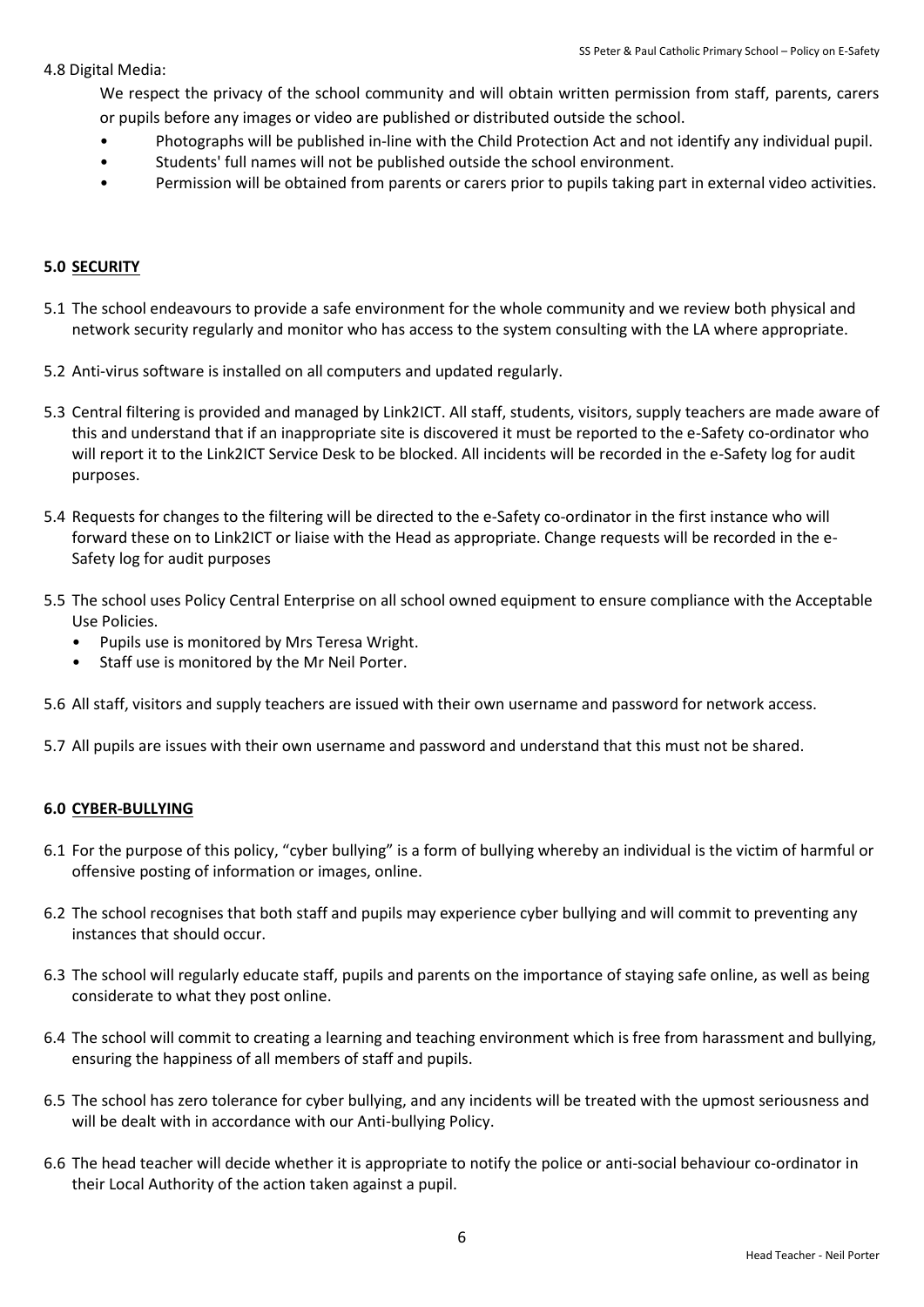4.8 Digital Media:

We respect the privacy of the school community and will obtain written permission from staff, parents, carers or pupils before any images or video are published or distributed outside the school.

- Photographs will be published in-line with the Child Protection Act and not identify any individual pupil.
- Students' full names will not be published outside the school environment.
- Permission will be obtained from parents or carers prior to pupils taking part in external video activities.

## 5.0 <u>SECURITY</u>

5.1 The school endeavours to provide a safe environment for the whole community and we review both physical and network security regularly and monitor who has access to the system consulting with the LA where appropriate.

5.2 Anti-virus software is installed on all computers and updated regularly.

5.3 Central filtering is provided and managed by Link2ICT. All staff, students, visitors, supply teachers are made aware of this and understand that if an inappropriate site is discovered it must be reported to the e-Safety co-ordinator who will report it to the Link2ICT Service Desk to be blocked. All incidents will be recorded in the e-Safety log for audit purposes.

5.4 Requests for changes to the filtering will be directed to the e-Safety co-ordinator in the first instance who will forward these on to Link2ICT or liaise with the Head as appropriate. Change requests will be recorded in the e-Safety log for audit purposes

5.5 The school uses Policy Central Enterprise on all school owned equipment to ensure compliance with the Acceptable Use Policies.

- Pupils use is monitored by Mrs Teresa Wright.
- Staff use is monitored by the Mr Neil Porter.

5.6 All staff, visitors and supply teachers are issued with their own username and password for network access.

5.7 All pupils are issues with their own username and password and understand that this must not be shared.

## 6.0 <u>CYBER-BULLYING</u>

6.1 For the purpose of this policy, "cyber bullying" is a form of bullying whereby an individual is the victim of harmful or offensive posting of information or images, online.

6.2 The school recognises that both staff and pupils may experience cyber bullying and will commit to preventing any instances that should occur.

6.3 The school will regularly educate staff, pupils and parents on the importance of staying safe online, as well as being considerate to what they post online.

6.4 The school will commit to creating a learning and teaching environment which is free from harassment and bullying, ensuring the happiness of all members of staff and pupils.

6.5 The school has zero tolerance for cyber bullying, and any incidents will be treated with the upmost seriousness and will be dealt with in accordance with our Anti-bullying Policy.

6.6 The head teacher will decide whether it is appropriate to notify the police or anti-social behaviour co-ordinator in their Local Authority of the action taken against a pupil.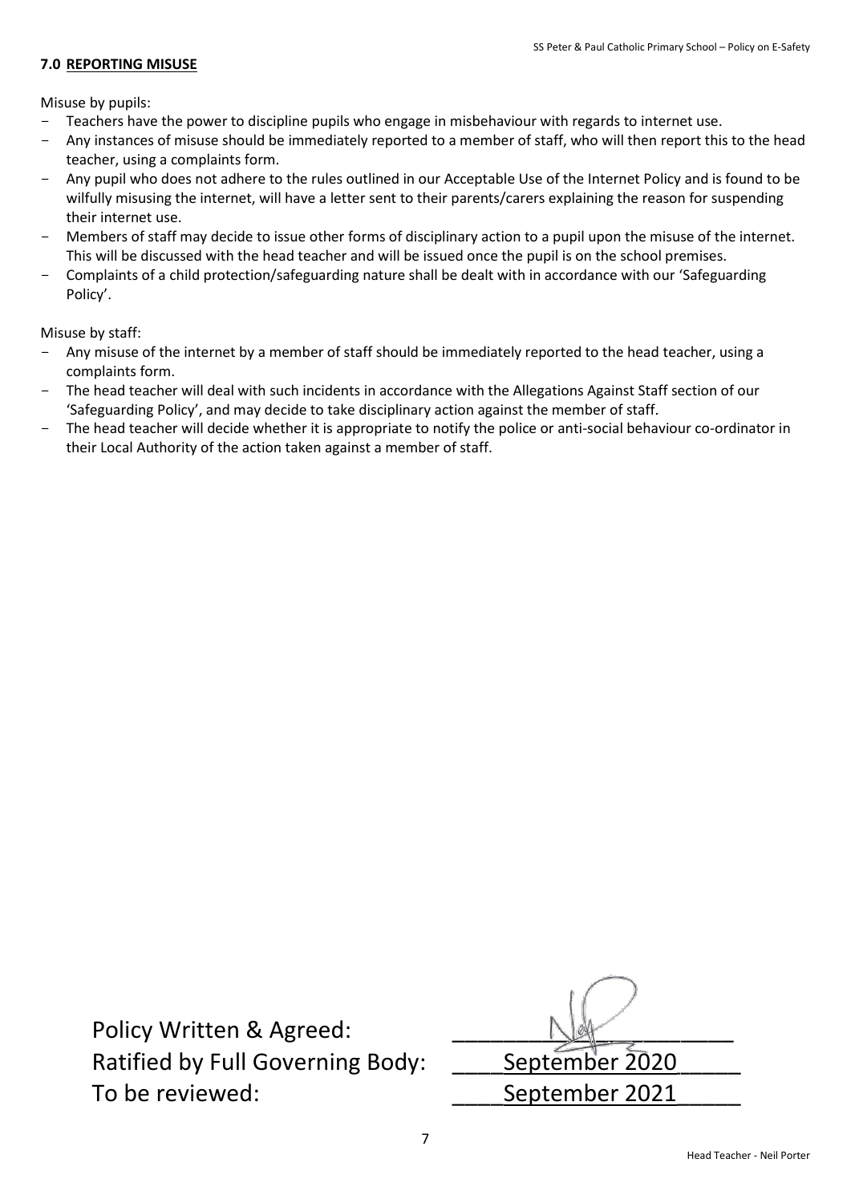## 7.0 REPORTING MISUSE

Misuse by pupils:

- Teachers have the power to discipline pupils who engage in misbehaviour with regards to internet use.
- Any instances of misuse should be immediately reported to a member of staff, who will then report this to the head teacher, using a complaints form.
- Any pupil who does not adhere to the rules outlined in our Acceptable Use of the Internet Policy and is found to be wilfully misusing the internet, will have a letter sent to their parents/carers explaining the reason for suspending their internet use.
- Members of staff may decide to issue other forms of disciplinary action to a pupil upon the misuse of the internet. This will be discussed with the head teacher and will be issued once the pupil is on the school premises.
- Complaints of a child protection/safeguarding nature shall be dealt with in accordance with our 'Safeguarding Policy'.

Misuse by staff:

- Any misuse of the internet by a member of staff should be immediately reported to the head teacher, using a complaints form.
- The head teacher will deal with such incidents in accordance with the Allegations Against Staff section of our 'Safeguarding Policy', and may decide to take disciplinary action against the member of staff.
- The head teacher will decide whether it is appropriate to notify the police or anti-social behaviour co-ordinator in their Local Authority of the action taken against a member of staff.

Policy Written & Agreed: ____________________

Ratified by Full Governing Body: ____September 2020_____

To be reviewed: ____September 2021_____

Head Teacher - Neil Porter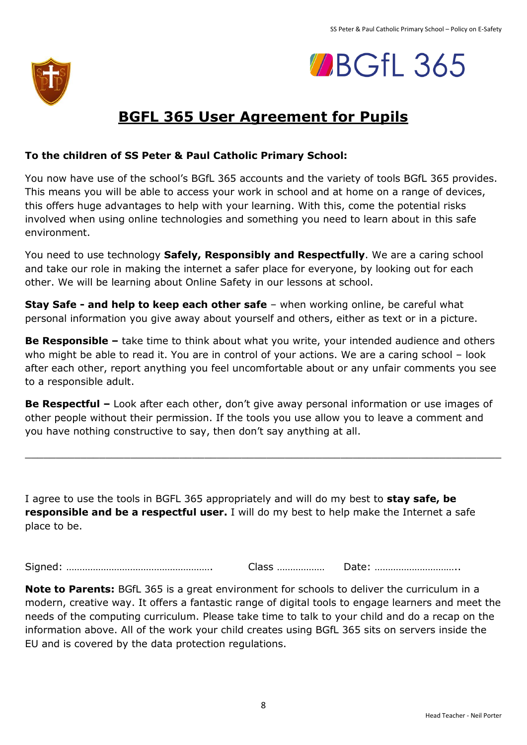# BGFL 365 User Agreement for Pupils

**To the children of SS Peter & Paul Catholic Primary School:**

You now have use of the school's BGfL 365 accounts and the variety of tools BGfL 365 provides. This means you will be able to access your work in school and at home on a range of devices, this offers huge advantages to help with your learning. With this, come the potential risks involved when using online technologies and something you need to learn about in this safe environment.

You need to use technology **Safely, Responsibly and Respectfully**. We are a caring school and take our role in making the internet a safer place for everyone, by looking out for each other. We will be learning about Online Safety in our lessons at school.

**Stay Safe - and help to keep each other safe** – when working online, be careful what personal information you give away about yourself and others, either as text or in a picture.

**Be Responsible –** take time to think about what you write, your intended audience and others who might be able to read it. You are in control of your actions. We are a caring school – look after each other, report anything you feel uncomfortable about or any unfair comments you see to a responsible adult.

**Be Respectful –** Look after each other, don't give away personal information or use images of other people without their permission. If the tools you use allow you to leave a comment and you have nothing constructive to say, then don't say anything at all.

---

I agree to use the tools in BGFL 365 appropriately and will do my best to **stay safe, be responsible and be a respectful user.** I will do my best to help make the Internet a safe place to be.

Signed: ………………………………………………. Class ……………… Date: …………………………..

**Note to Parents:** BGfL 365 is a great environment for schools to deliver the curriculum in a modern, creative way. It offers a fantastic range of digital tools to engage learners and meet the needs of the computing curriculum. Please take time to talk to your child and do a recap on the information above. All of the work your child creates using BGfL 365 sits on servers inside the EU and is covered by the data protection regulations.